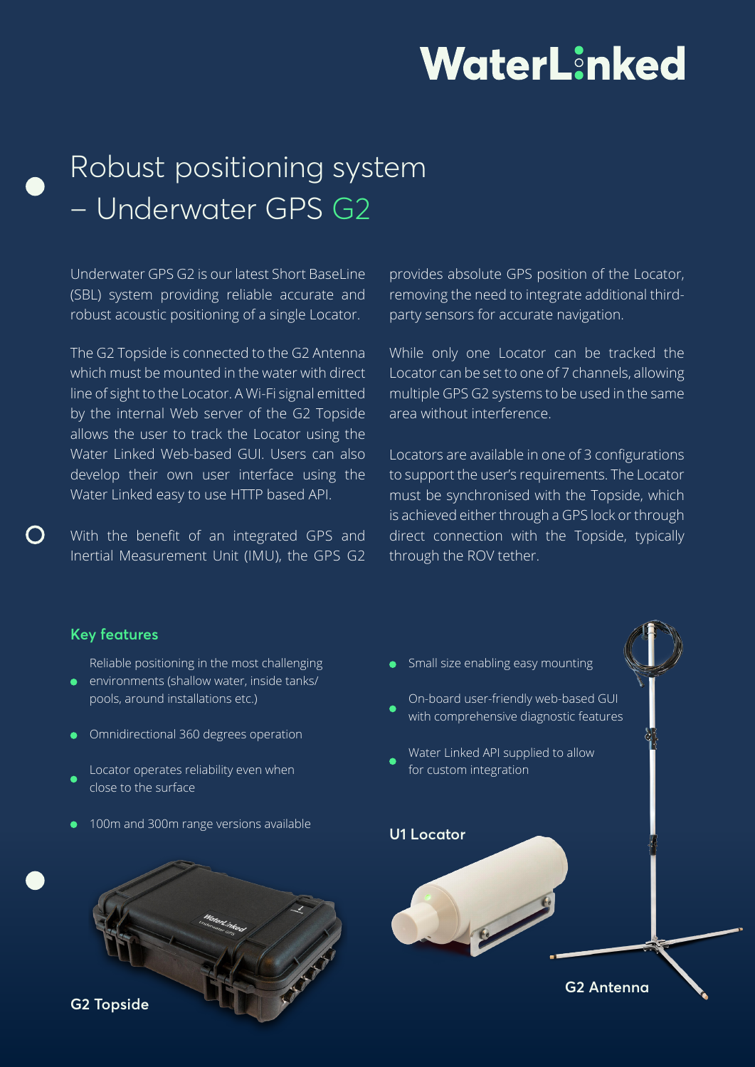# WaterLinked

# Robust positioning system – Underwater GPS G2

Underwater GPS G2 is our latest Short BaseLine (SBL) system providing reliable accurate and robust acoustic positioning of a single Locator.

The G2 Topside is connected to the G2 Antenna which must be mounted in the water with direct line of sight to the Locator. A Wi-Fi signal emitted by the internal Web server of the G2 Topside allows the user to track the Locator using the Water Linked Web-based GUI. Users can also develop their own user interface using the Water Linked easy to use HTTP based API.

With the benefit of an integrated GPS and Inertial Measurement Unit (IMU), the GPS G2 provides absolute GPS position of the Locator, removing the need to integrate additional third-party sensors for accurate navigation.

While only one Locator can be tracked the Locator can be set to one of 7 channels, allowing multiple GPS G2 systems to be used in the same area without interference.

Locators are available in one of 3 configurations to support the user's requirements. The Locator must be synchronised with the Topside, which is achieved either through a GPS lock or through direct connection with the Topside, typically through the ROV tether.

## Key features

- Reliable positioning in the most challenging environments (shallow water, inside tanks/ pools, around installations etc.)
- Omnidirectional 360 degrees operation
- Locator operates reliability even when close to the surface
- 100m and 300m range versions available
- Small size enabling easy mounting
- On-board user-friendly web-based GUI with comprehensive diagnostic features
- Water Linked API supplied to allow for custom integration

**U1 Locator**

**G2 Antenna**

**G2 Topside**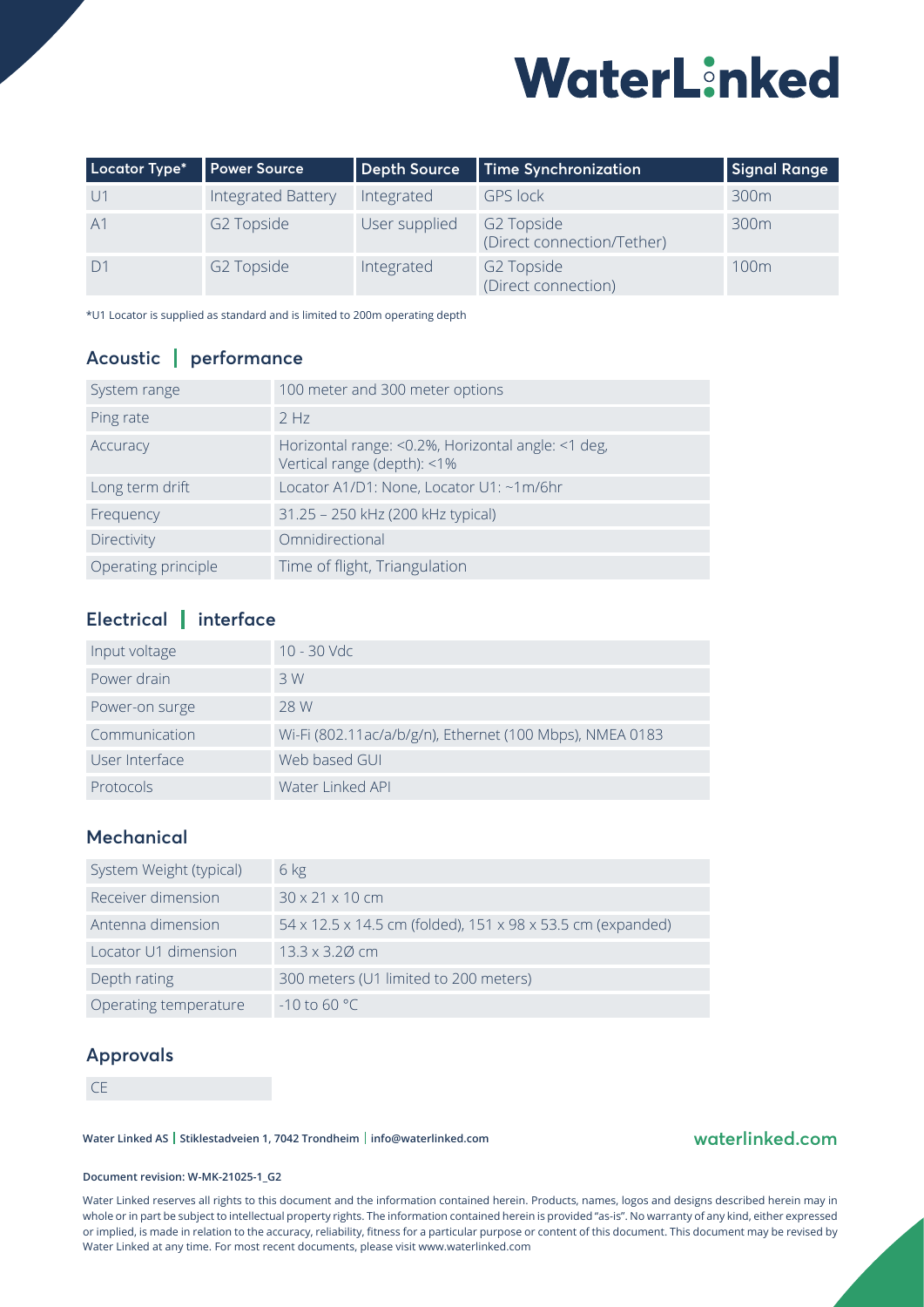| Locator Type* | Power Source | Depth Source | Time Synchronization | Signal Range |
|---|---|---|---|---|
| U1 | Integrated Battery | Integrated | GPS lock | 300m |
| A1 | G2 Topside | User supplied | G2 Topside (Direct connection/Tether) | 300m |
| D1 | G2 Topside | Integrated | G2 Topside (Direct connection) | 100m |

*U1 Locator is supplied as standard and is limited to 200m operating depth

## Acoustic | performance

| | |
|---|---|
| System range | 100 meter and 300 meter options |
| Ping rate | 2 Hz |
| Accuracy | Horizontal range: <0.2%, Horizontal angle: <1 deg, Vertical range (depth): <1% |
| Long term drift | Locator A1/D1: None, Locator U1: ~1m/6hr |
| Frequency | 31.25 – 250 kHz (200 kHz typical) |
| Directivity | Omnidirectional |
| Operating principle | Time of flight, Triangulation |

## Electrical | interface

| | |
|---|---|
| Input voltage | 10 - 30 Vdc |
| Power drain | 3 W |
| Power-on surge | 28 W |
| Communication | Wi-Fi (802.11ac/a/b/g/n), Ethernet (100 Mbps), NMEA 0183 |
| User Interface | Web based GUI |
| Protocols | Water Linked API |

## Mechanical

| | |
|---|---|
| System Weight (typical) | 6 kg |
| Receiver dimension | 30 x 21 x 10 cm |
| Antenna dimension | 54 x 12.5 x 14.5 cm (folded), 151 x 98 x 53.5 cm (expanded) |
| Locator U1 dimension | 13.3 x 3.2Ø cm |
| Depth rating | 300 meters (U1 limited to 200 meters) |
| Operating temperature | -10 to 60 °C |

## Approvals

CE

**Water Linked AS | Stiklestadveien 1, 7042 Trondheim | info@waterlinked.com**

**waterlinked.com**

**Document revision: W-MK-21025-1_G2**

Water Linked reserves all rights to this document and the information contained herein. Products, names, logos and designs described herein may in whole or in part be subject to intellectual property rights. The information contained herein is provided "as-is". No warranty of any kind, either expressed or implied, is made in relation to the accuracy, reliability, fitness for a particular purpose or content of this document. This document may be revised by Water Linked at any time. For most recent documents, please visit www.waterlinked.com